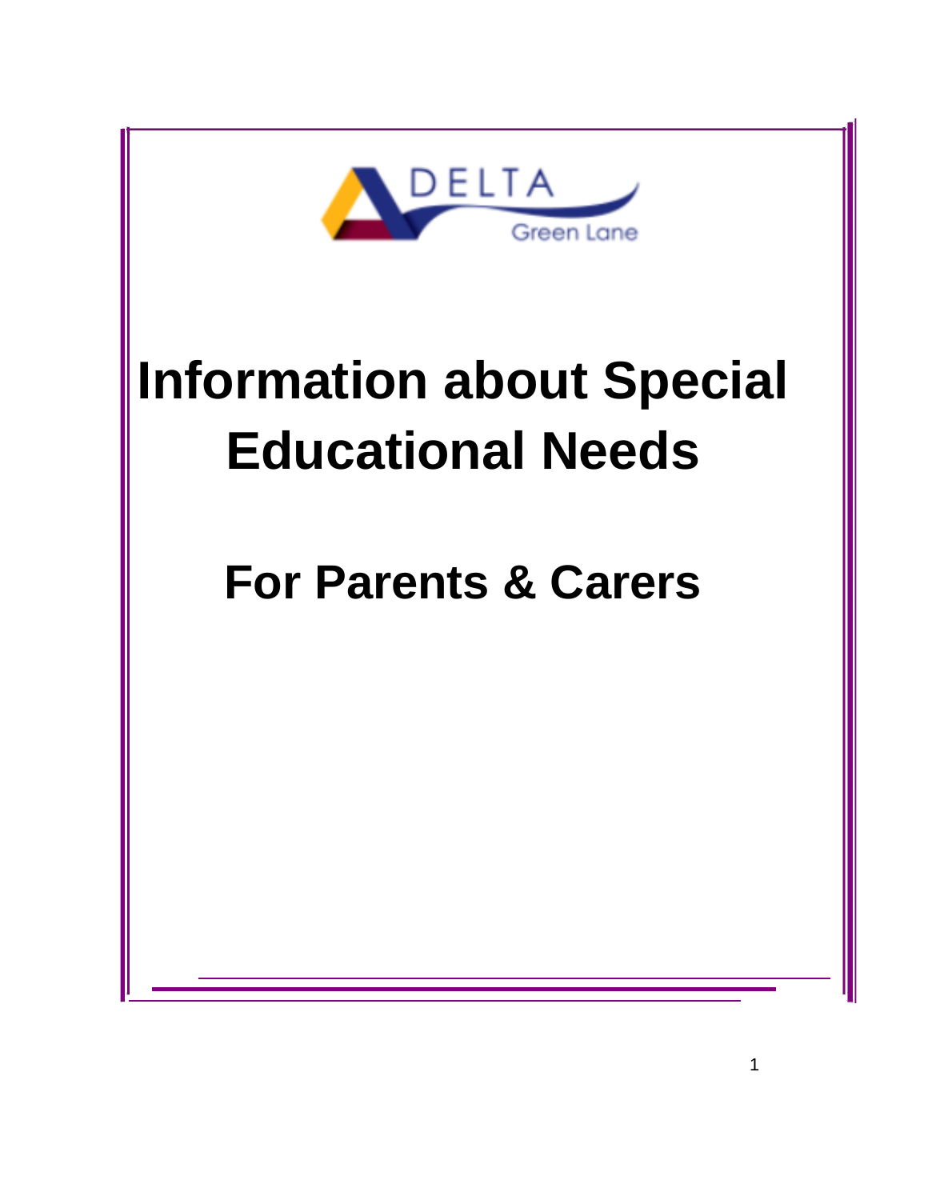DELTA

Green Lane

# Information about Special Educational Needs

## For Parents & Carers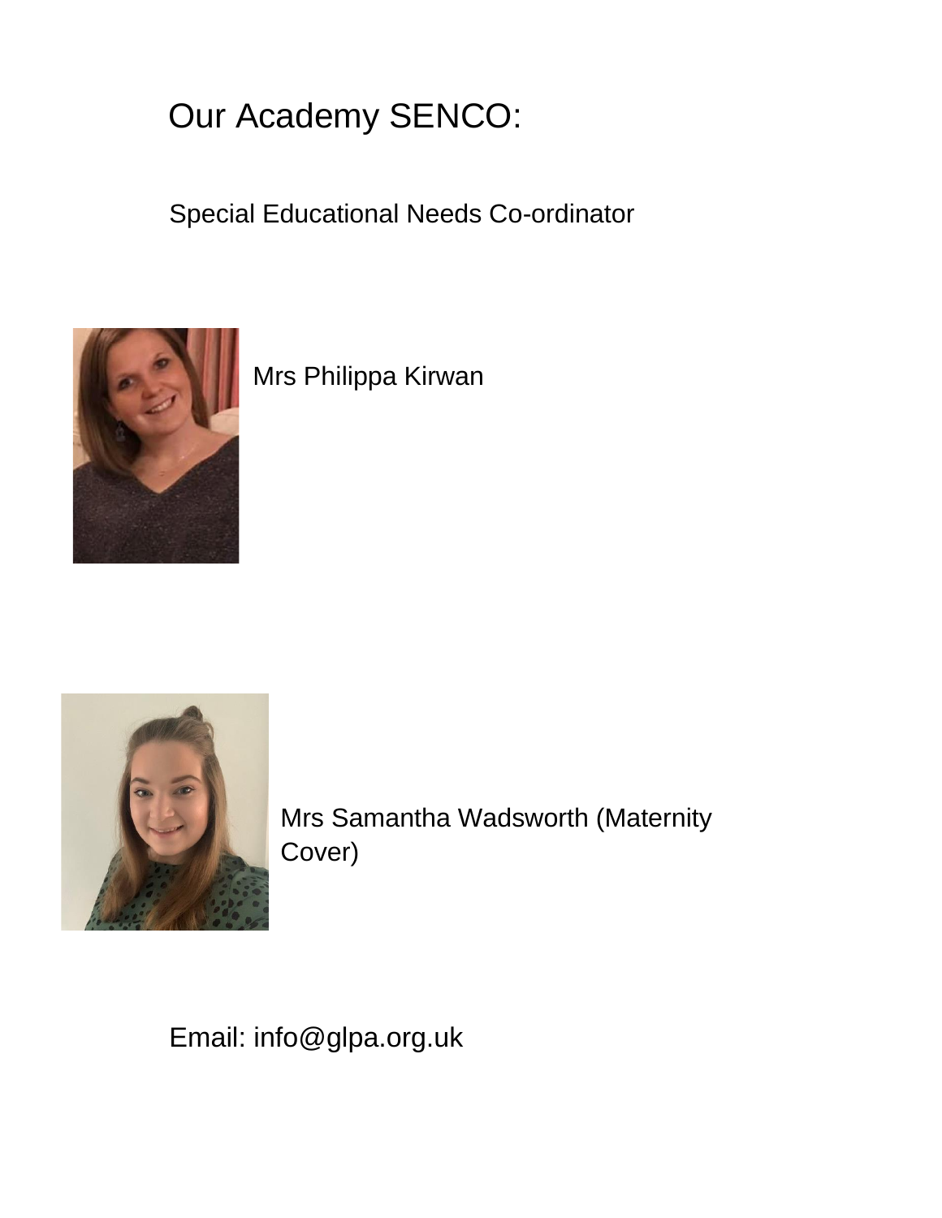# Our Academy SENCO:

Special Educational Needs Co-ordinator

Mrs Philippa Kirwan

Mrs Samantha Wadsworth (Maternity Cover)

Email: info@glpa.org.uk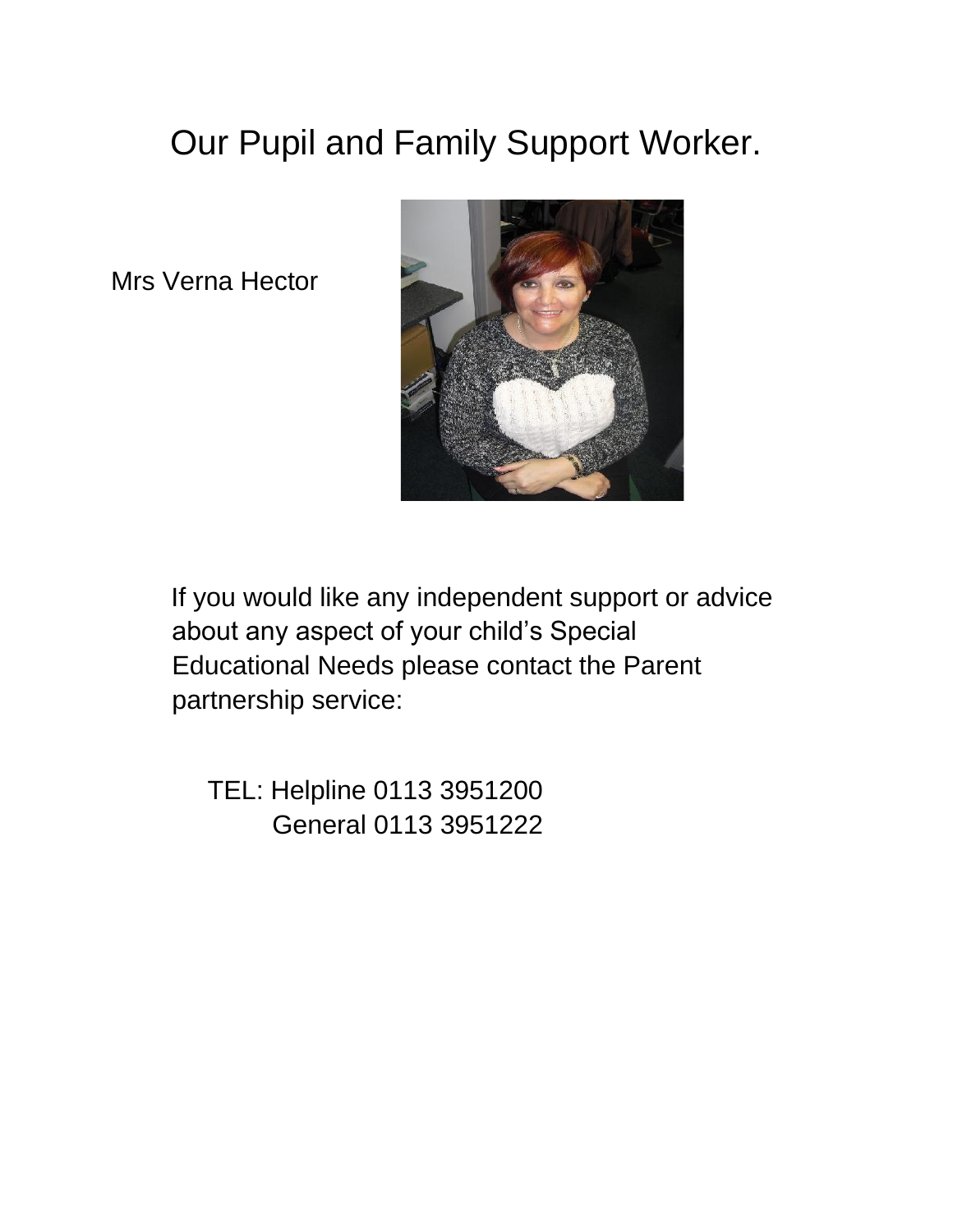# Our Pupil and Family Support Worker.

Mrs Verna Hector

If you would like any independent support or advice about any aspect of your child's Special Educational Needs please contact the Parent partnership service:

TEL: Helpline 0113 3951200
General 0113 3951222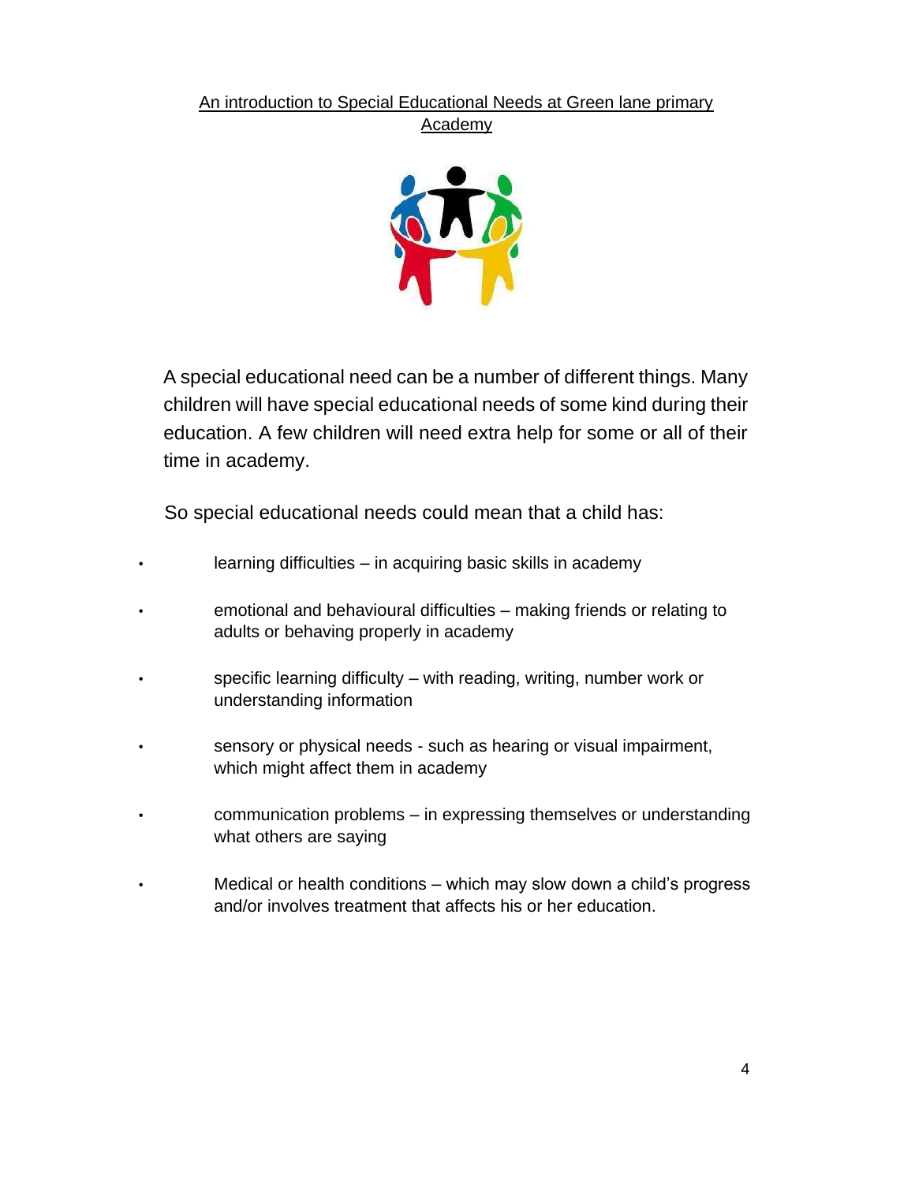## An introduction to Special Educational Needs at Green lane primary Academy

A special educational need can be a number of different things. Many children will have special educational needs of some kind during their education. A few children will need extra help for some or all of their time in academy.

So special educational needs could mean that a child has:

- learning difficulties – in acquiring basic skills in academy
- emotional and behavioural difficulties – making friends or relating to adults or behaving properly in academy
- specific learning difficulty – with reading, writing, number work or understanding information
- sensory or physical needs - such as hearing or visual impairment, which might affect them in academy
- communication problems – in expressing themselves or understanding what others are saying
- Medical or health conditions – which may slow down a child's progress and/or involves treatment that affects his or her education.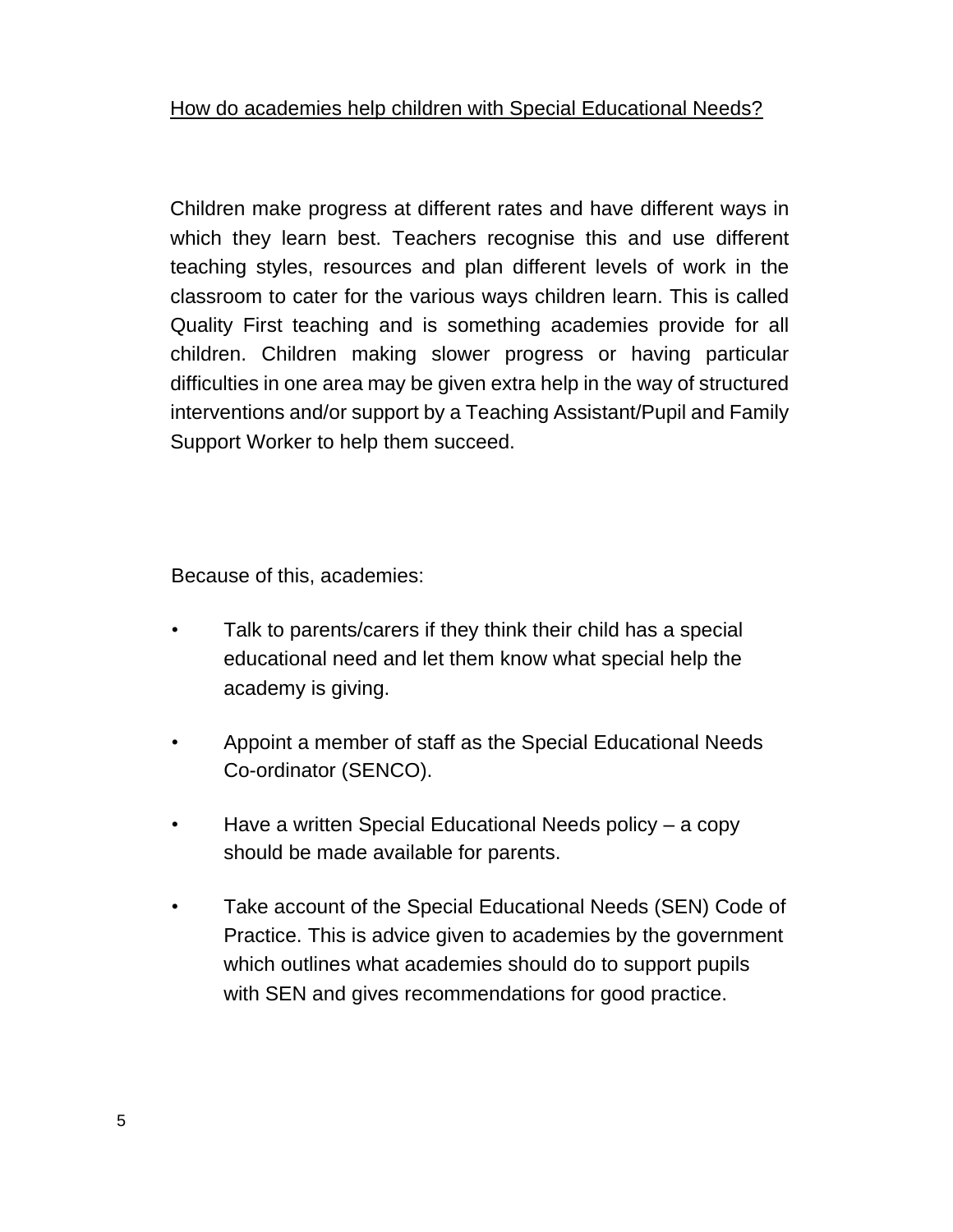## How do academies help children with Special Educational Needs?

Children make progress at different rates and have different ways in which they learn best. Teachers recognise this and use different teaching styles, resources and plan different levels of work in the classroom to cater for the various ways children learn. This is called Quality First teaching and is something academies provide for all children. Children making slower progress or having particular difficulties in one area may be given extra help in the way of structured interventions and/or support by a Teaching Assistant/Pupil and Family Support Worker to help them succeed.

Because of this, academies:

- Talk to parents/carers if they think their child has a special educational need and let them know what special help the academy is giving.
- Appoint a member of staff as the Special Educational Needs Co-ordinator (SENCO).
- Have a written Special Educational Needs policy – a copy should be made available for parents.
- Take account of the Special Educational Needs (SEN) Code of Practice. This is advice given to academies by the government which outlines what academies should do to support pupils with SEN and gives recommendations for good practice.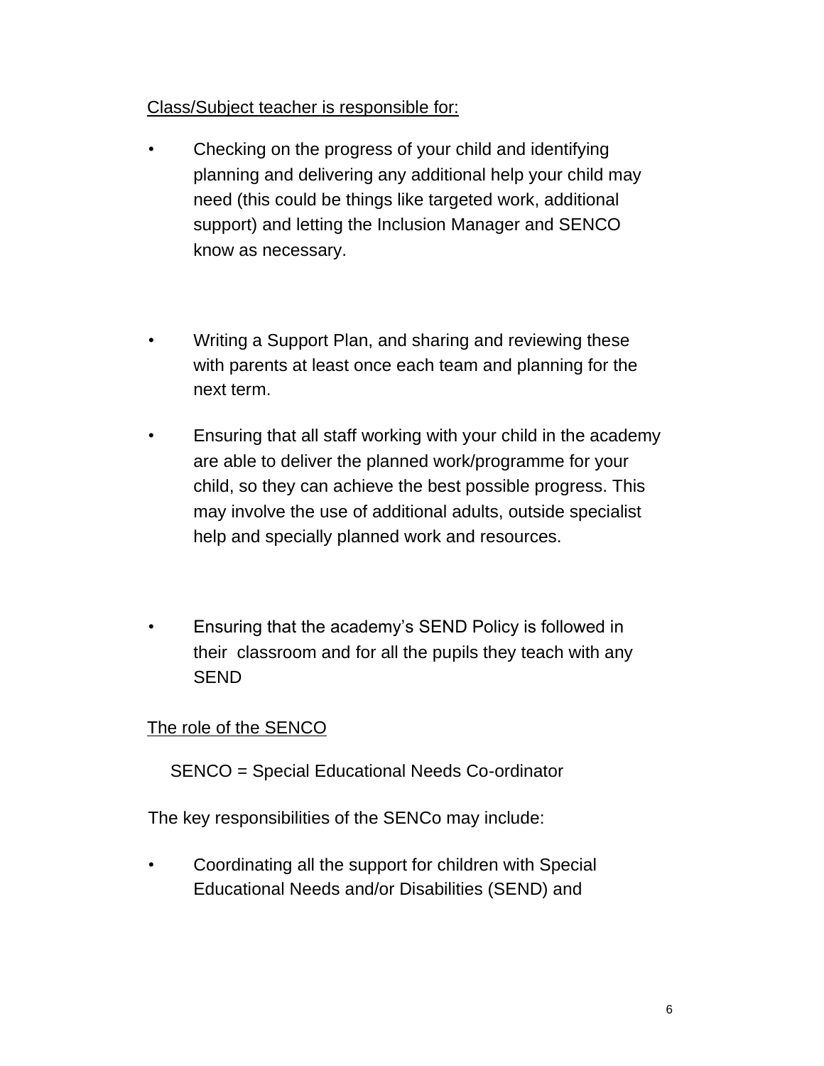Class/Subject teacher is responsible for:

- Checking on the progress of your child and identifying planning and delivering any additional help your child may need (this could be things like targeted work, additional support) and letting the Inclusion Manager and SENCO know as necessary.

- Writing a Support Plan, and sharing and reviewing these with parents at least once each team and planning for the next term.

- Ensuring that all staff working with your child in the academy are able to deliver the planned work/programme for your child, so they can achieve the best possible progress. This may involve the use of additional adults, outside specialist help and specially planned work and resources.

- Ensuring that the academy's SEND Policy is followed in their classroom and for all the pupils they teach with any SEND

The role of the SENCO

SENCO = Special Educational Needs Co-ordinator

The key responsibilities of the SENCo may include:

- Coordinating all the support for children with Special Educational Needs and/or Disabilities (SEND) and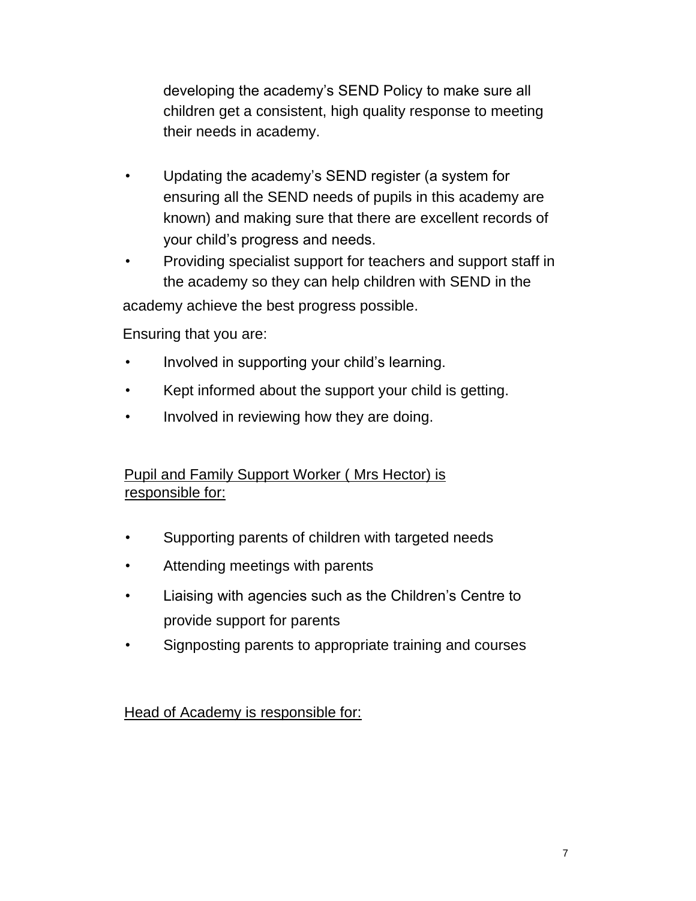developing the academy's SEND Policy to make sure all children get a consistent, high quality response to meeting their needs in academy.

- Updating the academy's SEND register (a system for ensuring all the SEND needs of pupils in this academy are known) and making sure that there are excellent records of your child's progress and needs.
- Providing specialist support for teachers and support staff in the academy so they can help children with SEND in the academy achieve the best progress possible.

Ensuring that you are:

- Involved in supporting your child's learning.
- Kept informed about the support your child is getting.
- Involved in reviewing how they are doing.

<u>Pupil and Family Support Worker ( Mrs Hector) is responsible for:</u>

- Supporting parents of children with targeted needs
- Attending meetings with parents
- Liaising with agencies such as the Children's Centre to provide support for parents
- Signposting parents to appropriate training and courses

<u>Head of Academy is responsible for:</u>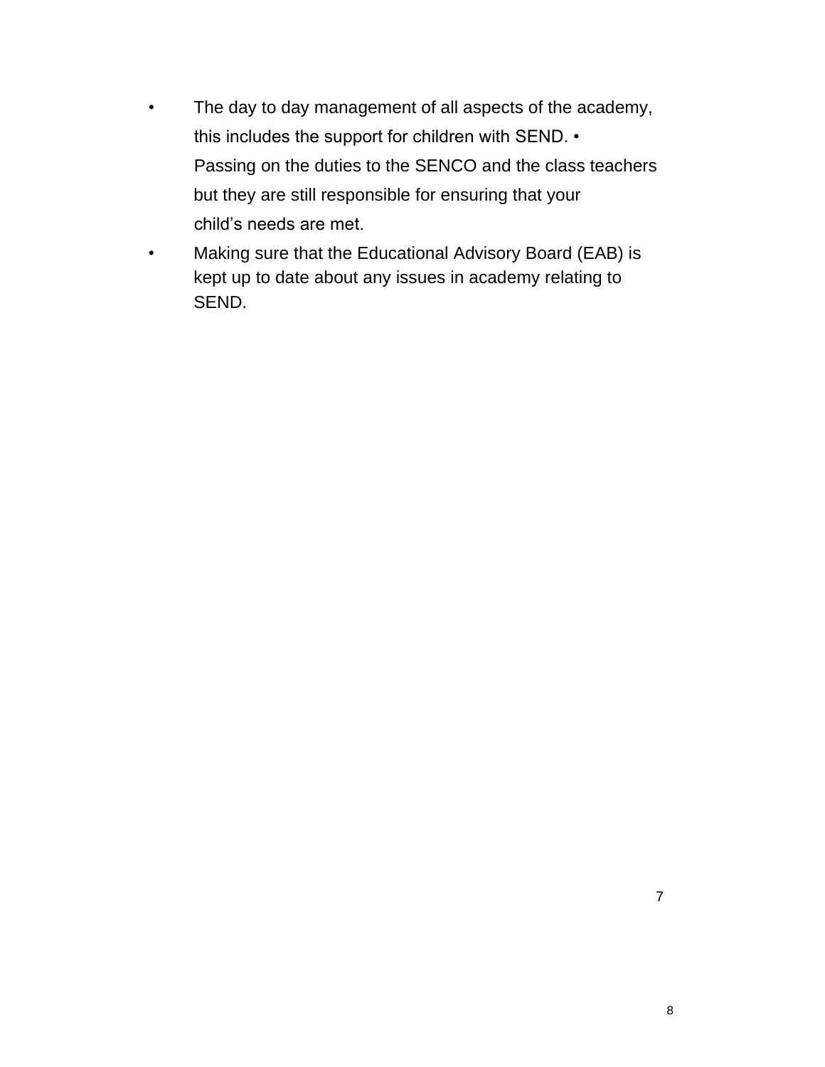- The day to day management of all aspects of the academy, this includes the support for children with SEND. • Passing on the duties to the SENCO and the class teachers but they are still responsible for ensuring that your child's needs are met.
- Making sure that the Educational Advisory Board (EAB) is kept up to date about any issues in academy relating to SEND.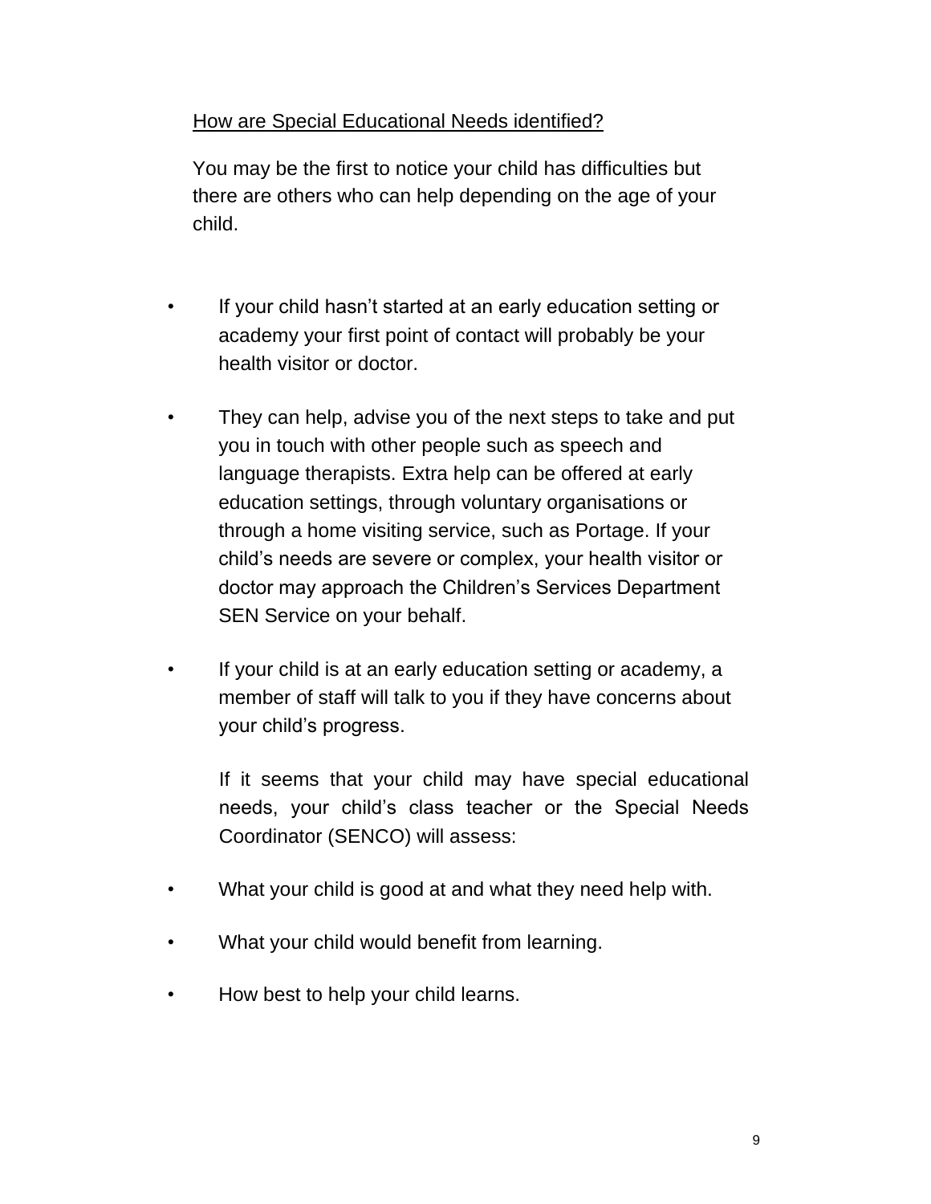## How are Special Educational Needs identified?

You may be the first to notice your child has difficulties but there are others who can help depending on the age of your child.

- If your child hasn't started at an early education setting or academy your first point of contact will probably be your health visitor or doctor.

- They can help, advise you of the next steps to take and put you in touch with other people such as speech and language therapists. Extra help can be offered at early education settings, through voluntary organisations or through a home visiting service, such as Portage. If your child's needs are severe or complex, your health visitor or doctor may approach the Children's Services Department SEN Service on your behalf.

- If your child is at an early education setting or academy, a member of staff will talk to you if they have concerns about your child's progress.

  If it seems that your child may have special educational needs, your child's class teacher or the Special Needs Coordinator (SENCO) will assess:

- What your child is good at and what they need help with.

- What your child would benefit from learning.

- How best to help your child learns.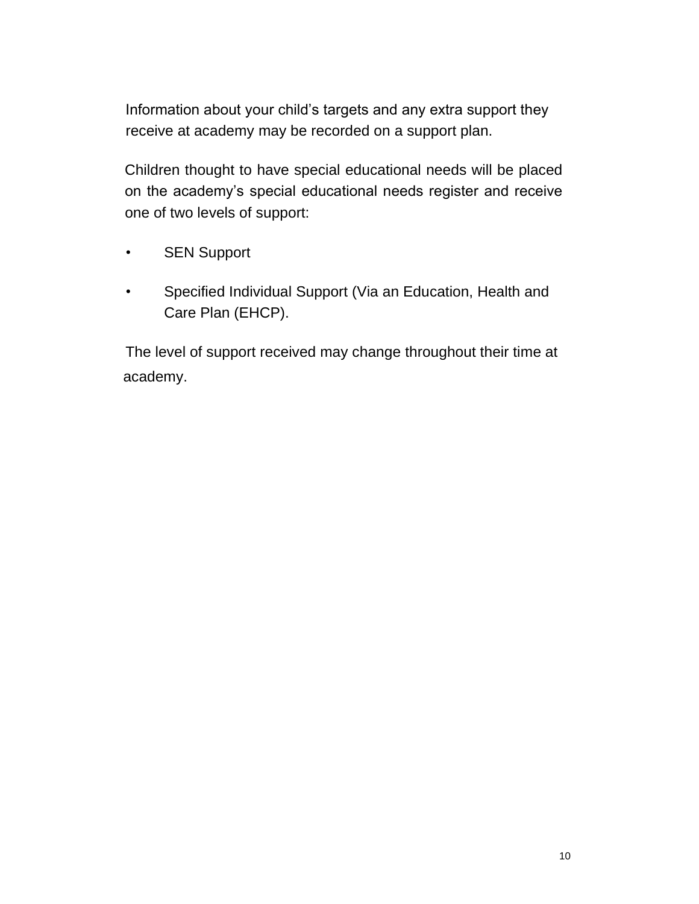Information about your child's targets and any extra support they receive at academy may be recorded on a support plan.

Children thought to have special educational needs will be placed on the academy's special educational needs register and receive one of two levels of support:

- SEN Support
- Specified Individual Support (Via an Education, Health and Care Plan (EHCP).

The level of support received may change throughout their time at academy.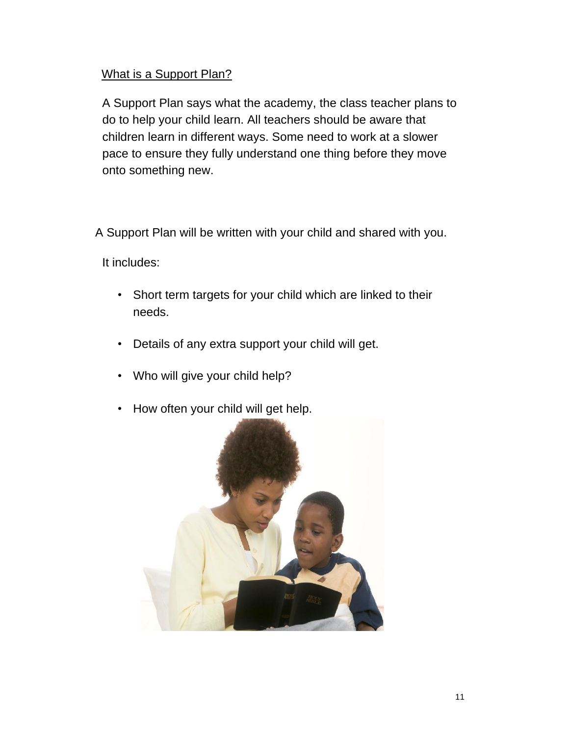What is a Support Plan?

A Support Plan says what the academy, the class teacher plans to do to help your child learn. All teachers should be aware that children learn in different ways. Some need to work at a slower pace to ensure they fully understand one thing before they move onto something new.

A Support Plan will be written with your child and shared with you.

It includes:

- Short term targets for your child which are linked to their needs.
- Details of any extra support your child will get.
- Who will give your child help?
- How often your child will get help.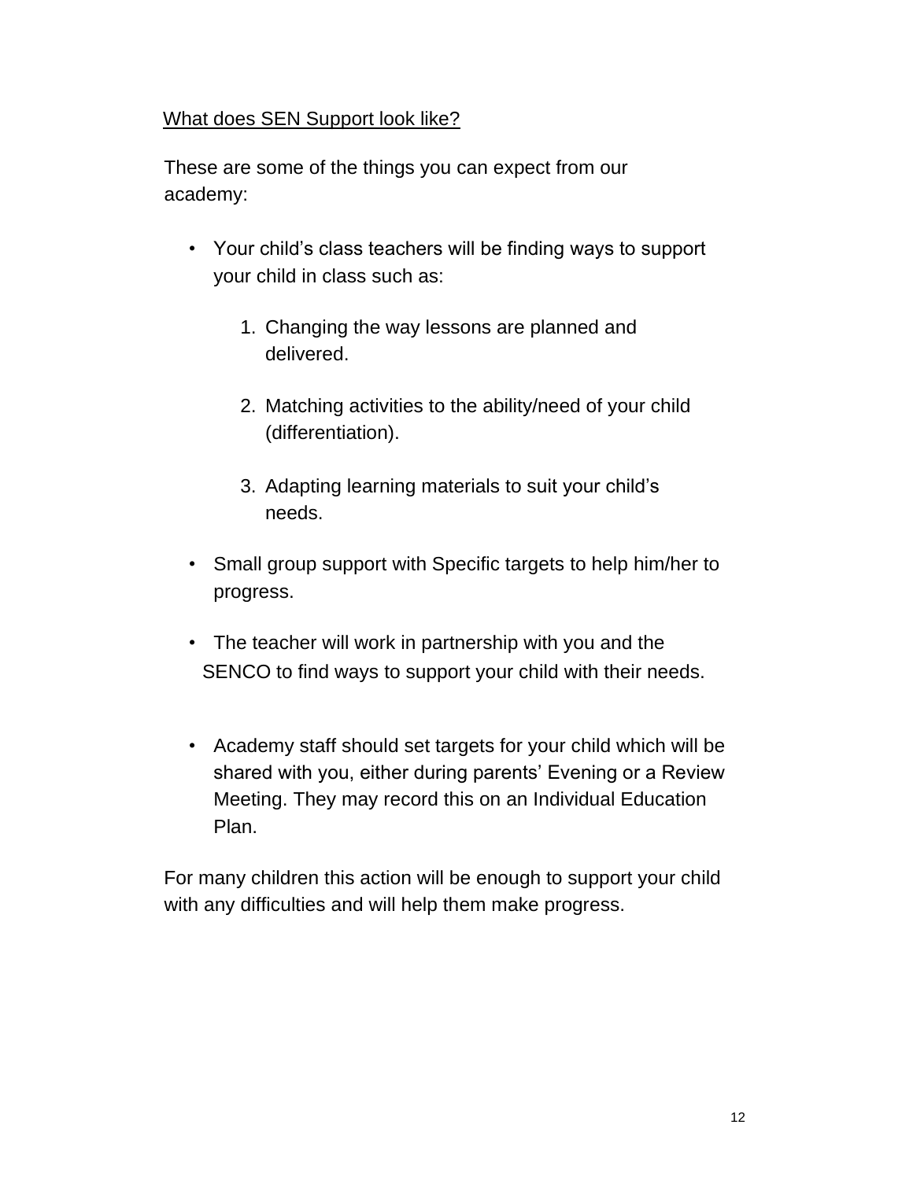<u>What does SEN Support look like?</u>

These are some of the things you can expect from our academy:

- Your child's class teachers will be finding ways to support your child in class such as:

    1. Changing the way lessons are planned and delivered.

    2. Matching activities to the ability/need of your child (differentiation).

    3. Adapting learning materials to suit your child's needs.

- Small group support with Specific targets to help him/her to progress.

- The teacher will work in partnership with you and the SENCO to find ways to support your child with their needs.

- Academy staff should set targets for your child which will be shared with you, either during parents' Evening or a Review Meeting. They may record this on an Individual Education Plan.

For many children this action will be enough to support your child with any difficulties and will help them make progress.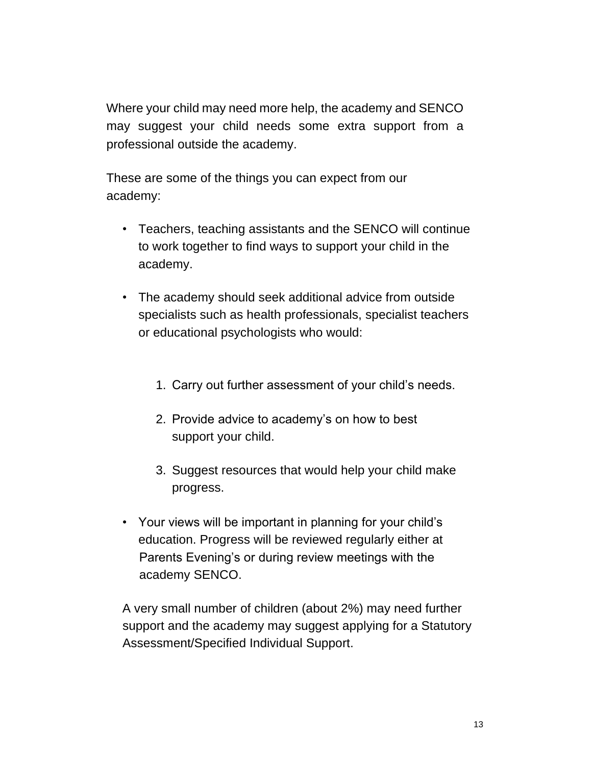Where your child may need more help, the academy and SENCO may suggest your child needs some extra support from a professional outside the academy.

These are some of the things you can expect from our academy:

- Teachers, teaching assistants and the SENCO will continue to work together to find ways to support your child in the academy.
- The academy should seek additional advice from outside specialists such as health professionals, specialist teachers or educational psychologists who would:

  1. Carry out further assessment of your child's needs.
  2. Provide advice to academy's on how to best support your child.
  3. Suggest resources that would help your child make progress.

- Your views will be important in planning for your child's education. Progress will be reviewed regularly either at Parents Evening's or during review meetings with the academy SENCO.

A very small number of children (about 2%) may need further support and the academy may suggest applying for a Statutory Assessment/Specified Individual Support.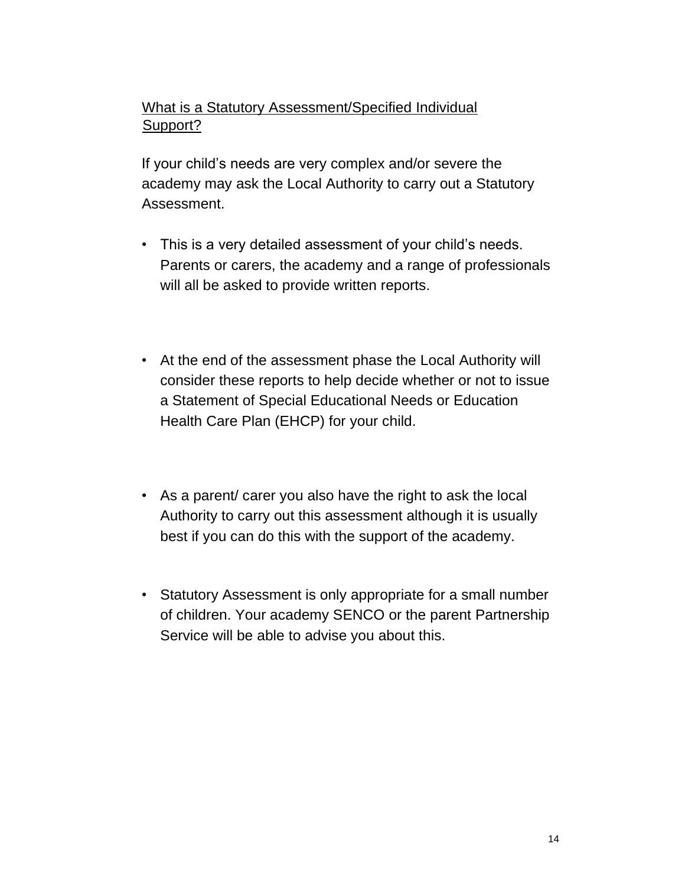## What is a Statutory Assessment/Specified Individual Support?

If your child's needs are very complex and/or severe the academy may ask the Local Authority to carry out a Statutory Assessment.

- This is a very detailed assessment of your child's needs. Parents or carers, the academy and a range of professionals will all be asked to provide written reports.

- At the end of the assessment phase the Local Authority will consider these reports to help decide whether or not to issue a Statement of Special Educational Needs or Education Health Care Plan (EHCP) for your child.

- As a parent/ carer you also have the right to ask the local Authority to carry out this assessment although it is usually best if you can do this with the support of the academy.

- Statutory Assessment is only appropriate for a small number of children. Your academy SENCO or the parent Partnership Service will be able to advise you about this.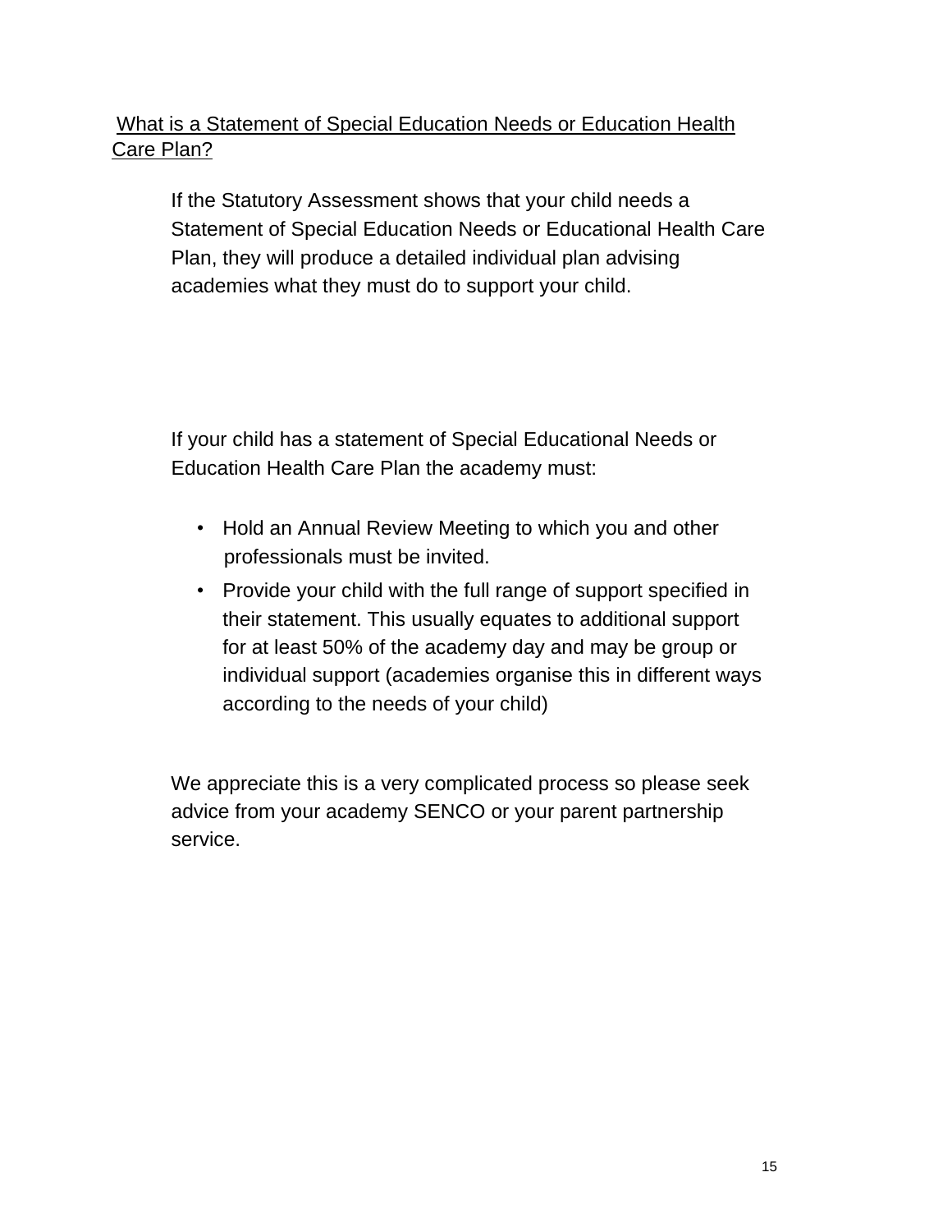## What is a Statement of Special Education Needs or Education Health Care Plan?

If the Statutory Assessment shows that your child needs a Statement of Special Education Needs or Educational Health Care Plan, they will produce a detailed individual plan advising academies what they must do to support your child.

If your child has a statement of Special Educational Needs or Education Health Care Plan the academy must:

- Hold an Annual Review Meeting to which you and other professionals must be invited.
- Provide your child with the full range of support specified in their statement. This usually equates to additional support for at least 50% of the academy day and may be group or individual support (academies organise this in different ways according to the needs of your child)

We appreciate this is a very complicated process so please seek advice from your academy SENCO or your parent partnership service.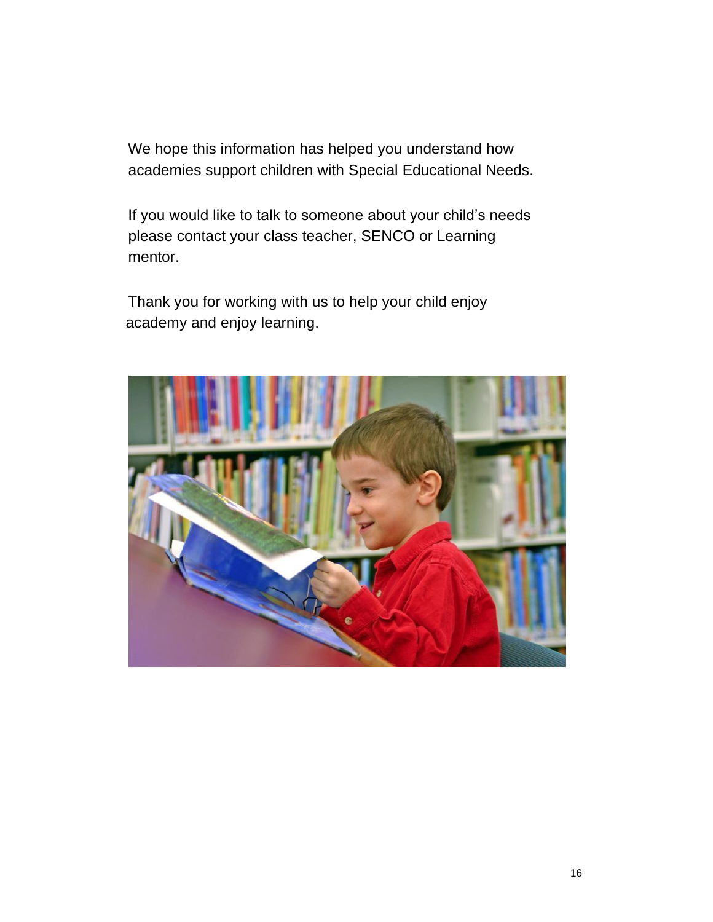We hope this information has helped you understand how academies support children with Special Educational Needs.

If you would like to talk to someone about your child's needs please contact your class teacher, SENCO or Learning mentor.

Thank you for working with us to help your child enjoy academy and enjoy learning.